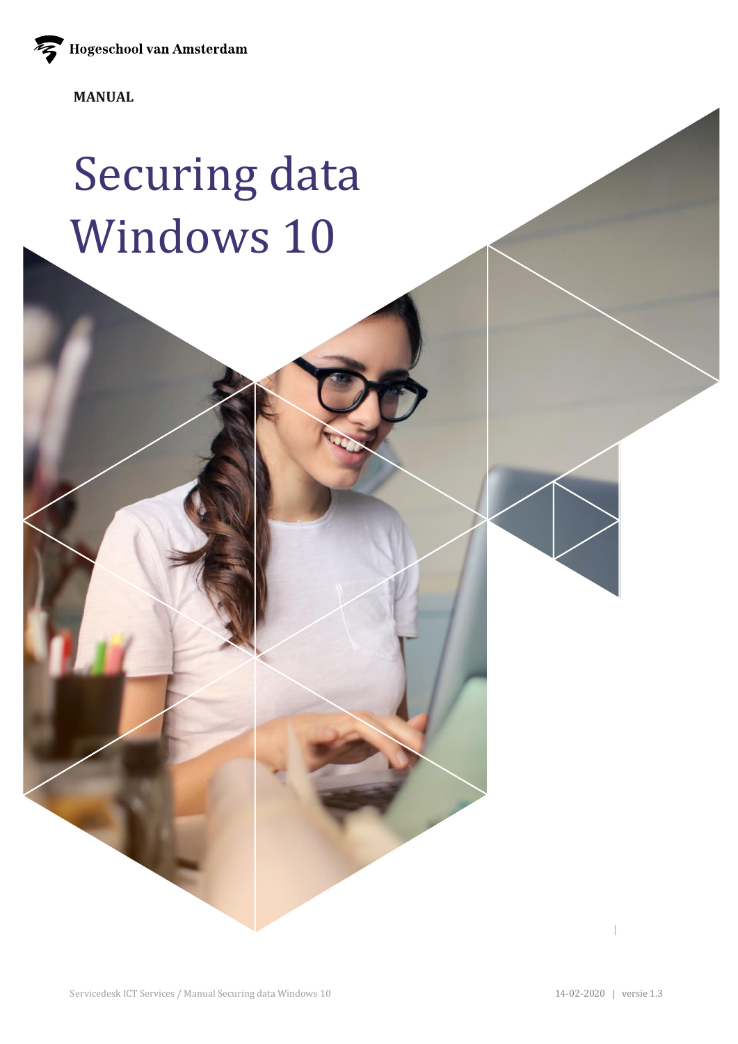Hogeschool van Amsterdam

**MANUAL**

# Securing data Windows 10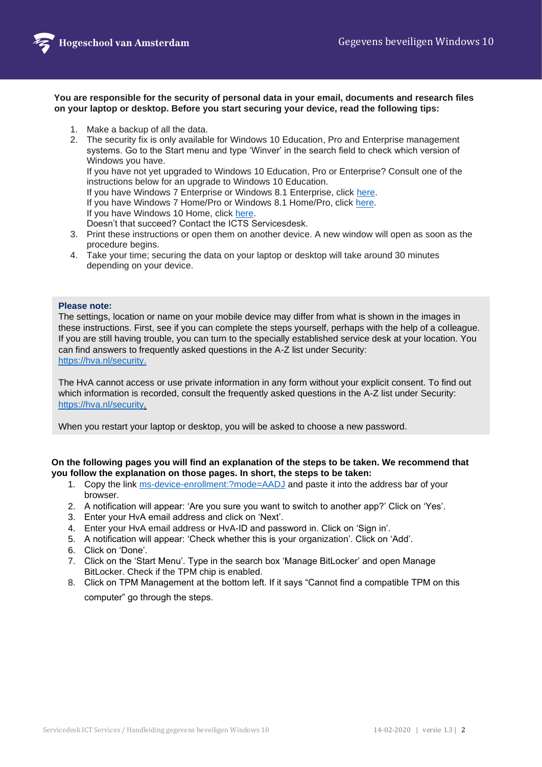**You are responsible for the security of personal data in your email, documents and research files on your laptop or desktop. Before you start securing your device, read the following tips:**

1. Make a backup of all the data.
2. The security fix is only available for Windows 10 Education, Pro and Enterprise management systems. Go to the Start menu and type 'Winver' in the search field to check which version of Windows you have.
   If you have not yet upgraded to Windows 10 Education, Pro or Enterprise? Consult one of the instructions below for an upgrade to Windows 10 Education.
   If you have Windows 7 Enterprise or Windows 8.1 Enterprise, click here.
   If you have Windows 7 Home/Pro or Windows 8.1 Home/Pro, click here.
   If you have Windows 10 Home, click here.
   Doesn't that succeed? Contact the ICTS Servicesdesk.
3. Print these instructions or open them on another device. A new window will open as soon as the procedure begins.
4. Take your time; securing the data on your laptop or desktop will take around 30 minutes depending on your device.

**Please note:**
The settings, location or name on your mobile device may differ from what is shown in the images in these instructions. First, see if you can complete the steps yourself, perhaps with the help of a colleague. If you are still having trouble, you can turn to the specially established service desk at your location. You can find answers to frequently asked questions in the A-Z list under Security:
https://hva.nl/security.

The HvA cannot access or use private information in any form without your explicit consent. To find out which information is recorded, consult the frequently asked questions in the A-Z list under Security:
https://hva.nl/security.

When you restart your laptop or desktop, you will be asked to choose a new password.

**On the following pages you will find an explanation of the steps to be taken. We recommend that you follow the explanation on those pages. In short, the steps to be taken:**

1. Copy the link ms-device-enrollment:?mode=AADJ and paste it into the address bar of your browser.
2. A notification will appear: 'Are you sure you want to switch to another app?' Click on 'Yes'.
3. Enter your HvA email address and click on 'Next'.
4. Enter your HvA email address or HvA-ID and password in. Click on 'Sign in'.
5. A notification will appear: 'Check whether this is your organization'. Click on 'Add'.
6. Click on 'Done'.
7. Click on the 'Start Menu'. Type in the search box 'Manage BitLocker' and open Manage BitLocker. Check if the TPM chip is enabled.
8. Click on TPM Management at the bottom left. If it says "Cannot find a compatible TPM on this computer" go through the steps.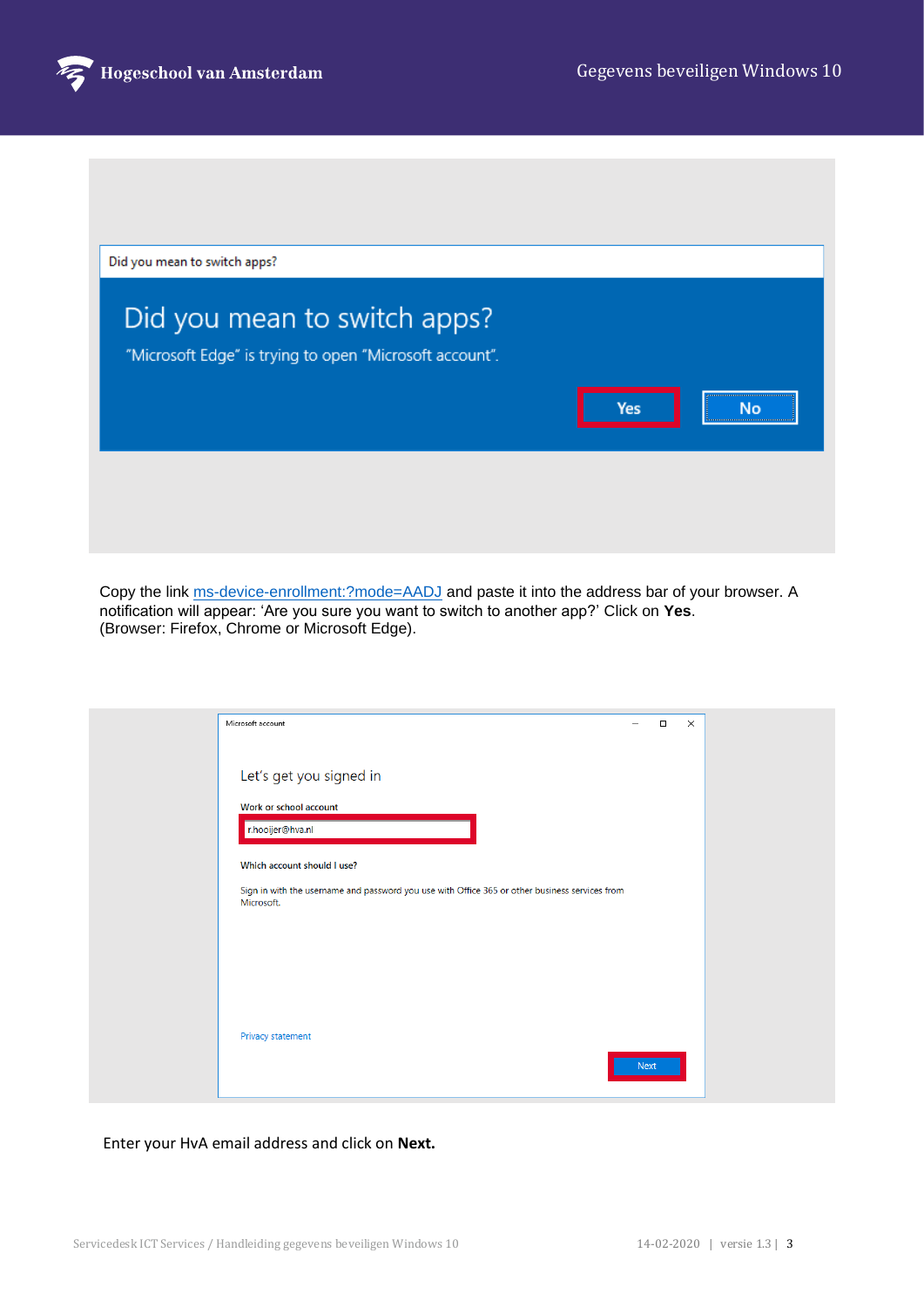Copy the link [ms-device-enrollment:?mode=AADJ](ms-device-enrollment:?mode=AADJ) and paste it into the address bar of your browser. A notification will appear: 'Are you sure you want to switch to another app?' Click on **Yes**. (Browser: Firefox, Chrome or Microsoft Edge).

Enter your HvA email address and click on **Next.**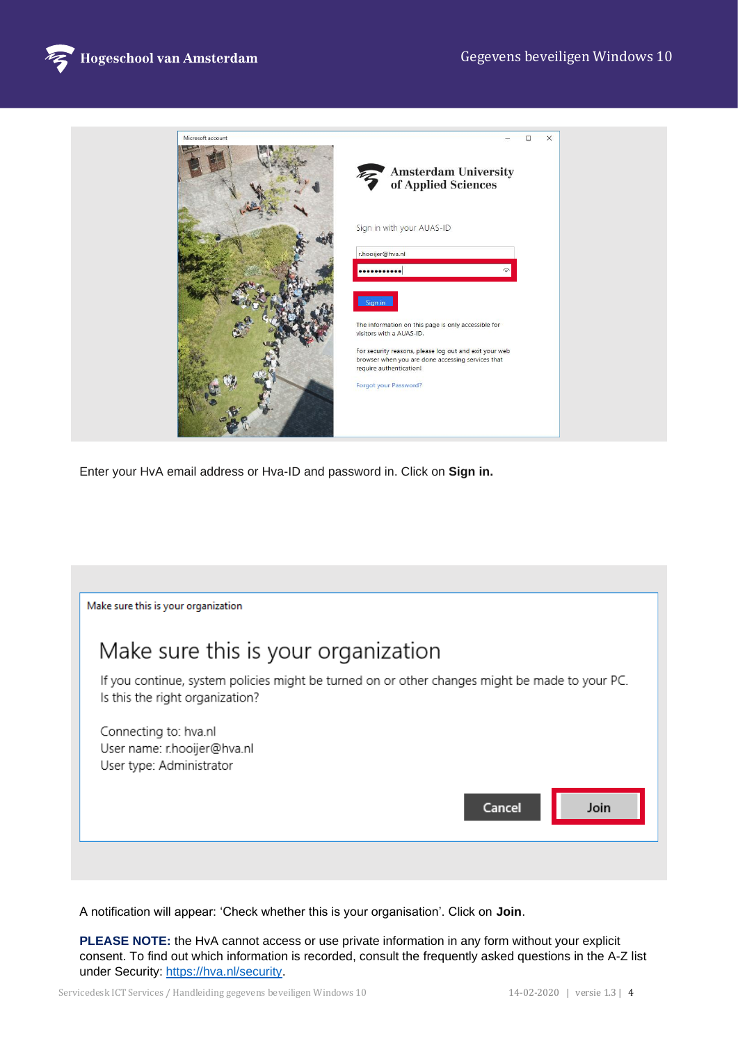Enter your HvA email address or Hva-ID and password in. Click on **Sign in.**

A notification will appear: 'Check whether this is your organisation'. Click on **Join**.

**PLEASE NOTE:** the HvA cannot access or use private information in any form without your explicit consent. To find out which information is recorded, consult the frequently asked questions in the A-Z list under Security: https://hva.nl/security.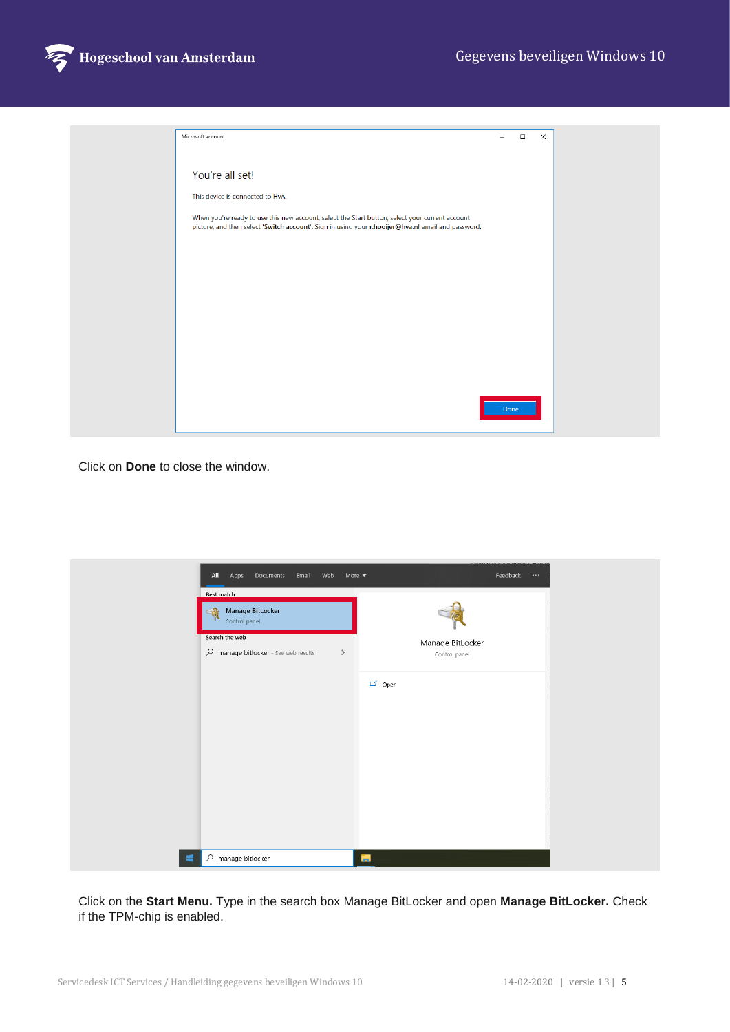Click on **Done** to close the window.

Click on the **Start Menu.** Type in the search box Manage BitLocker and open **Manage BitLocker.** Check if the TPM-chip is enabled.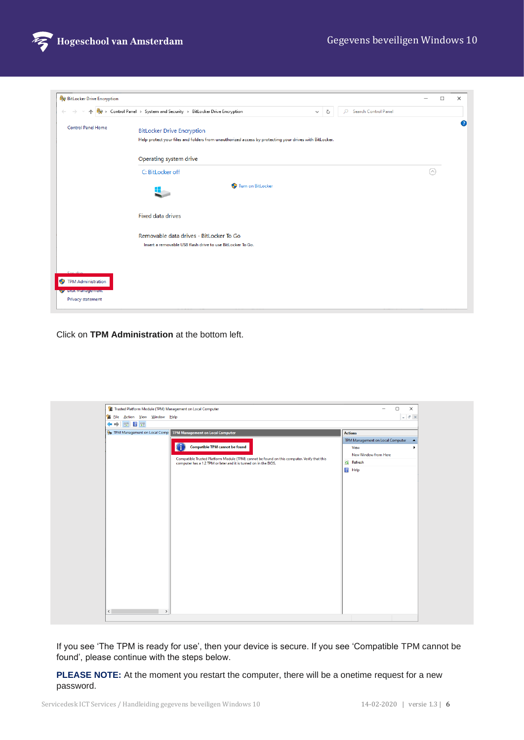Click on **TPM Administration** at the bottom left.

If you see 'The TPM is ready for use', then your device is secure. If you see 'Compatible TPM cannot be found', please continue with the steps below.

**PLEASE NOTE:** At the moment you restart the computer, there will be a onetime request for a new password.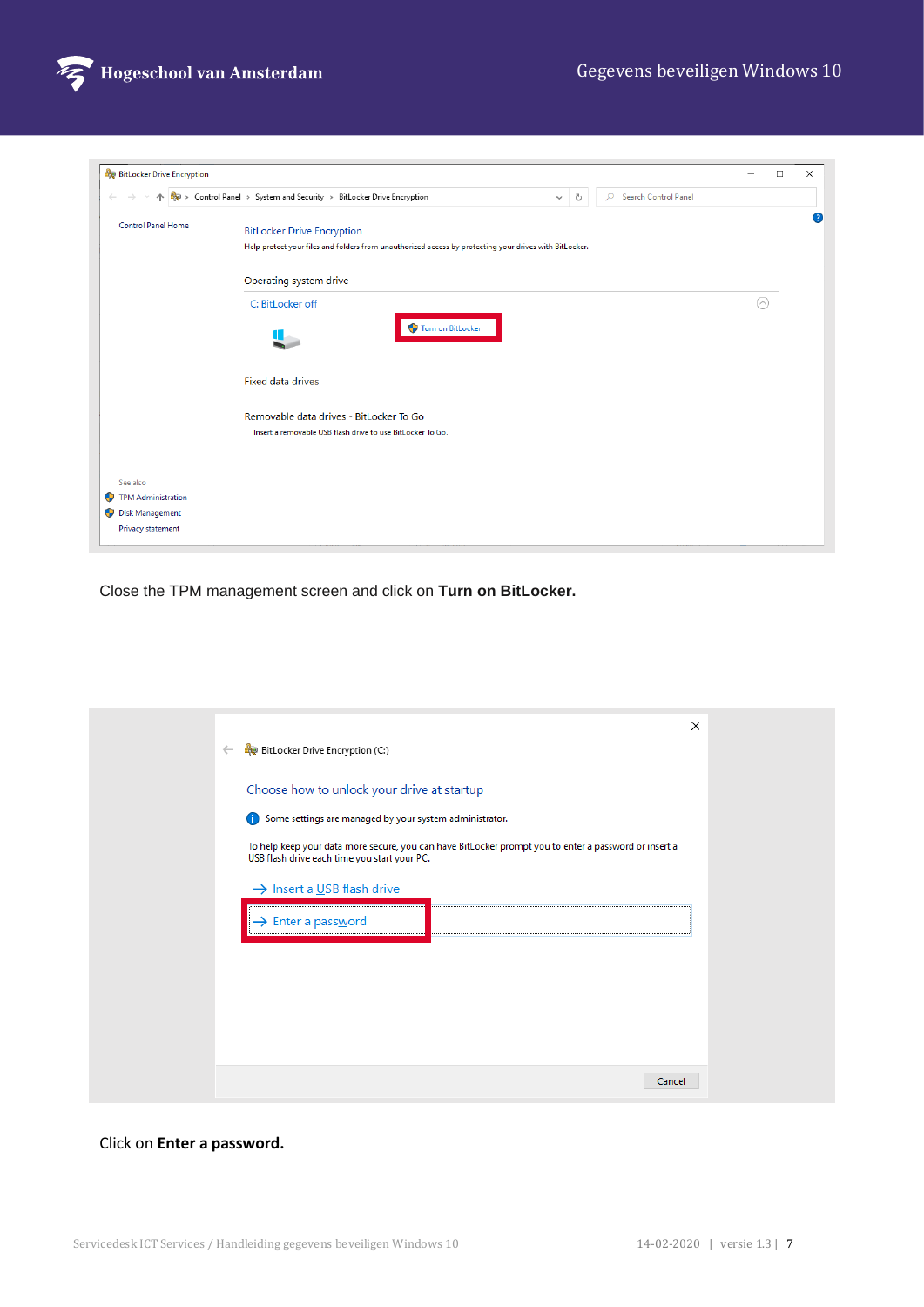Close the TPM management screen and click on **Turn on BitLocker.**

Click on **Enter a password.**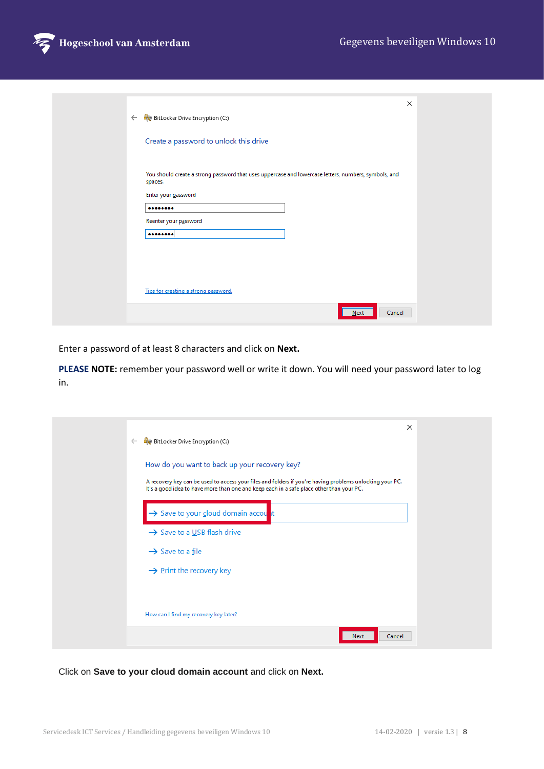Enter a password of at least 8 characters and click on **Next.**

**PLEASE NOTE:** remember your password well or write it down. You will need your password later to log in.

Click on **Save to your cloud domain account** and click on **Next.**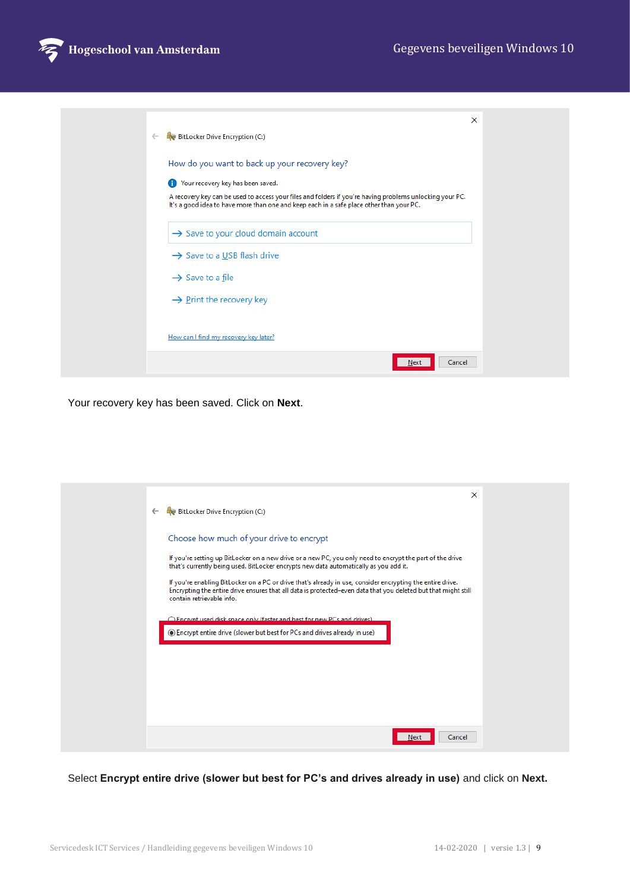Your recovery key has been saved. Click on **Next**.

Select **Encrypt entire drive (slower but best for PC's and drives already in use)** and click on **Next.**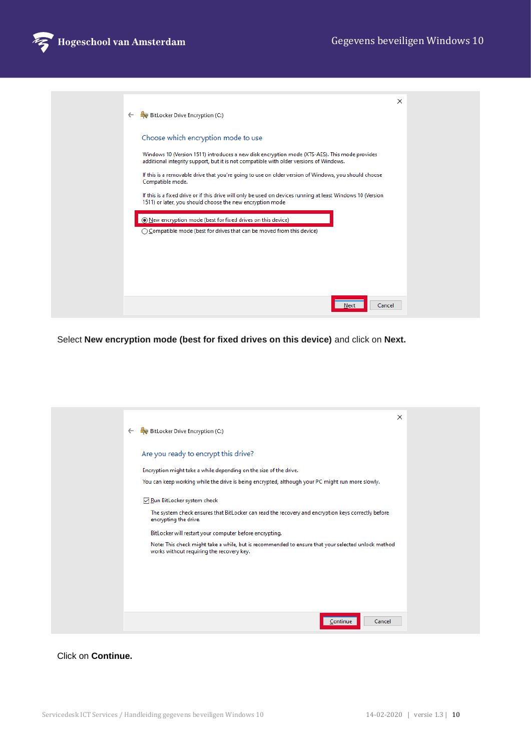Select **New encryption mode (best for fixed drives on this device)** and click on **Next.**

Click on **Continue.**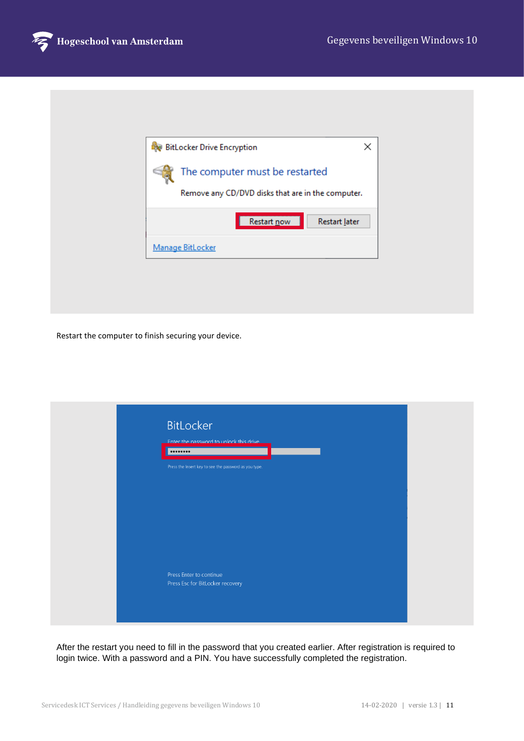Restart the computer to finish securing your device.

After the restart you need to fill in the password that you created earlier. After registration is required to login twice. With a password and a PIN. You have successfully completed the registration.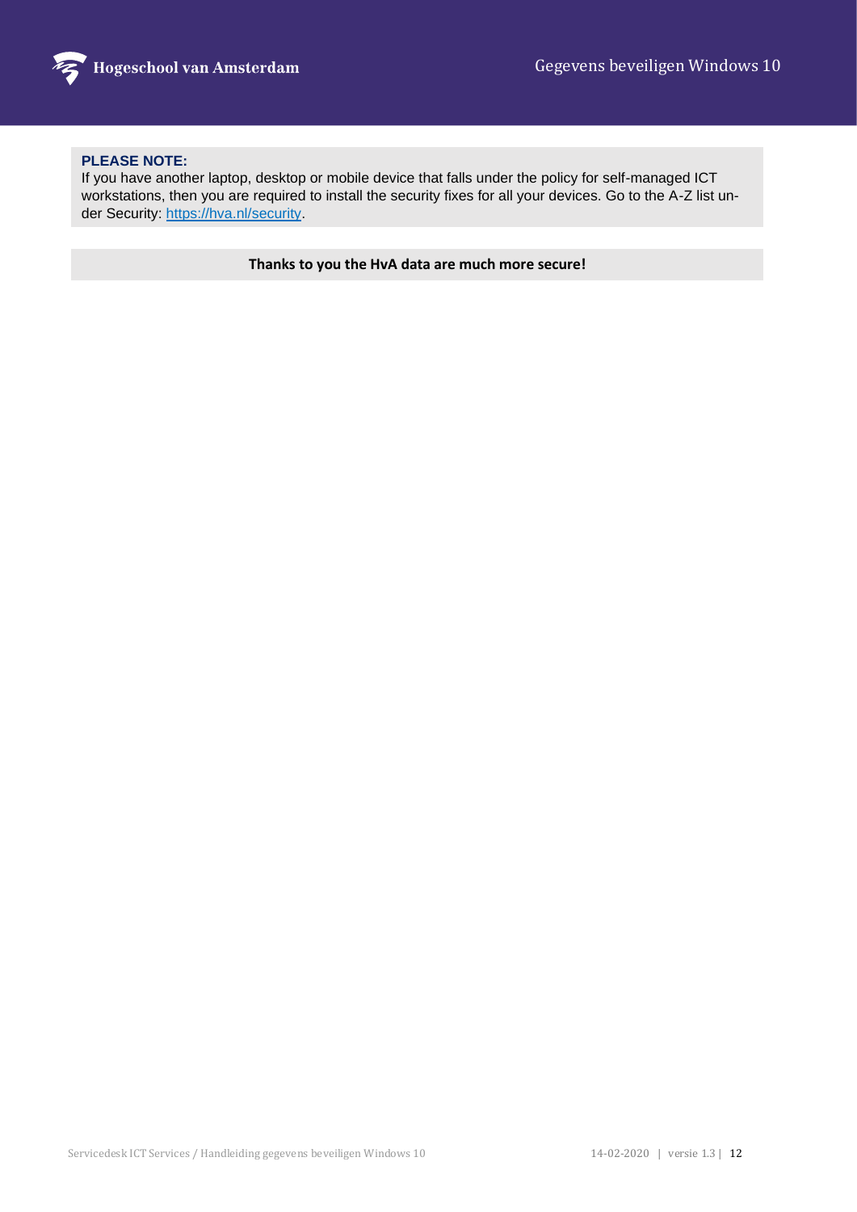**PLEASE NOTE:**
If you have another laptop, desktop or mobile device that falls under the policy for self-managed ICT workstations, then you are required to install the security fixes for all your devices. Go to the A-Z list under Security: https://hva.nl/security.

**Thanks to you the HvA data are much more secure!**